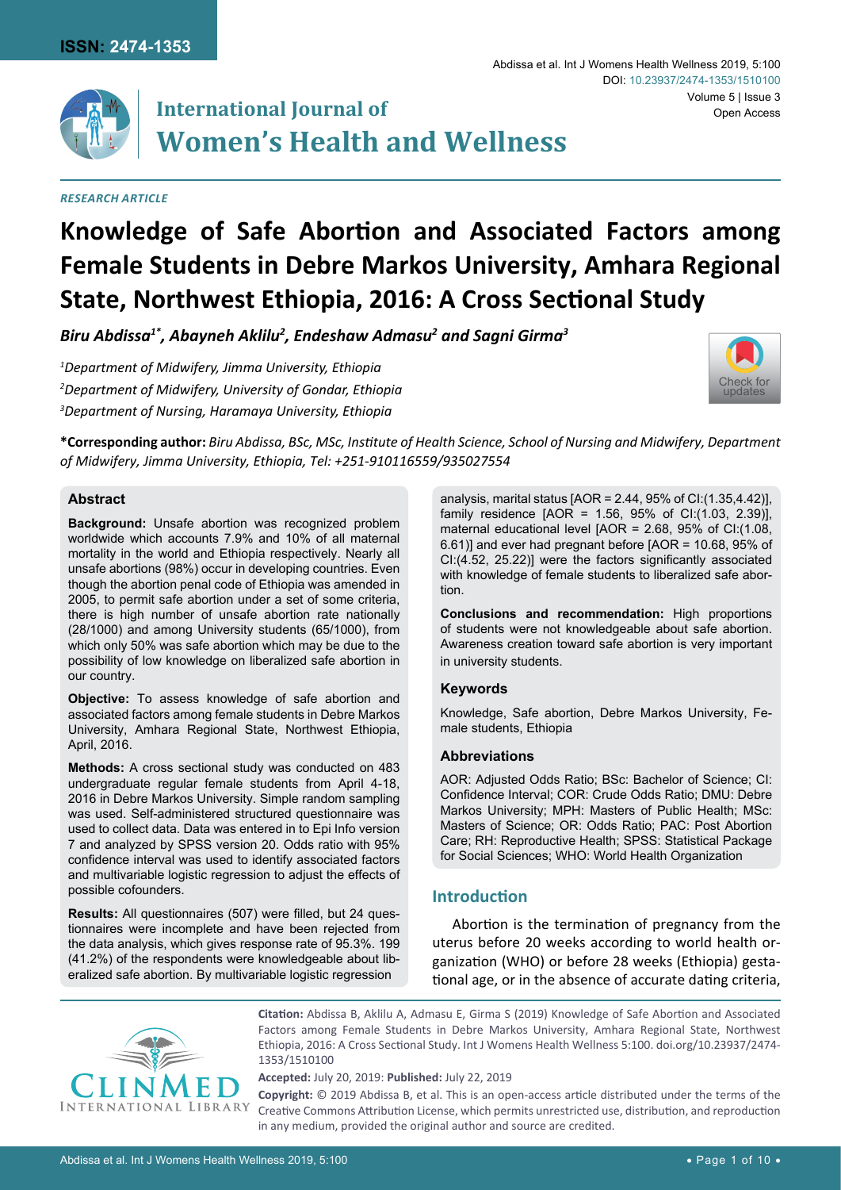**ISSN: 2474-1353**

# International Journal of Women's Health and Wellness

DOI: 10.23937/2474-1353/1510100

Open Access

*RESEARCH ARTICLE*

# Knowledge of Safe Abortion and Associated Factors among Female Students in Debre Markos University, Amhara Regional State, Northwest Ethiopia, 2016: A Cross Sectional Study

***Biru Abdissa[1*], Abayneh Aklilu[2], Endeshaw Admasu[2] and Sagni Girma[3]***

*[1]Department of Midwifery, Jimma University, Ethiopia*
*[2]Department of Midwifery, University of Gondar, Ethiopia*
*[3]Department of Nursing, Haramaya University, Ethiopia*

**\*Corresponding author:** *Biru Abdissa, BSc, MSc, Institute of Health Science, School of Nursing and Midwifery, Department of Midwifery, Jimma University, Ethiopia, Tel: +251-910116559/935027554*

## Abstract

**Background:** Unsafe abortion was recognized problem worldwide which accounts 7.9% and 10% of all maternal mortality in the world and Ethiopia respectively. Nearly all unsafe abortions (98%) occur in developing countries. Even though the abortion penal code of Ethiopia was amended in 2005, to permit safe abortion under a set of some criteria, there is high number of unsafe abortion rate nationally (28/1000) and among University students (65/1000), from which only 50% was safe abortion which may be due to the possibility of low knowledge on liberalized safe abortion in our country.

**Objective:** To assess knowledge of safe abortion and associated factors among female students in Debre Markos University, Amhara Regional State, Northwest Ethiopia, April, 2016.

**Methods:** A cross sectional study was conducted on 483 undergraduate regular female students from April 4-18, 2016 in Debre Markos University. Simple random sampling was used. Self-administered structured questionnaire was used to collect data. Data was entered in to Epi Info version 7 and analyzed by SPSS version 20. Odds ratio with 95% confidence interval was used to identify associated factors and multivariable logistic regression to adjust the effects of possible cofounders.

**Results:** All questionnaires (507) were filled, but 24 questionnaires were incomplete and have been rejected from the data analysis, which gives response rate of 95.3%. 199 (41.2%) of the respondents were knowledgeable about liberalized safe abortion. By multivariable logistic regression analysis, marital status [AOR = 2.44, 95% of CI:(1.35,4.42)], family residence [AOR = 1.56, 95% of CI:(1.03, 2.39)], maternal educational level [AOR = 2.68, 95% of CI:(1.08, 6.61)] and ever had pregnant before [AOR = 10.68, 95% of CI:(4.52, 25.22)] were the factors significantly associated with knowledge of female students to liberalized safe abortion.

**Conclusions and recommendation:** High proportions of students were not knowledgeable about safe abortion. Awareness creation toward safe abortion is very important in university students.

### Keywords

Knowledge, Safe abortion, Debre Markos University, Female students, Ethiopia

### Abbreviations

AOR: Adjusted Odds Ratio; BSc: Bachelor of Science; CI: Confidence Interval; COR: Crude Odds Ratio; DMU: Debre Markos University; MPH: Masters of Public Health; MSc: Masters of Science; OR: Odds Ratio; PAC: Post Abortion Care; RH: Reproductive Health; SPSS: Statistical Package for Social Sciences; WHO: World Health Organization

## Introduction

Abortion is the termination of pregnancy from the uterus before 20 weeks according to world health organization (WHO) or before 28 weeks (Ethiopia) gestational age, or in the absence of accurate dating criteria,

**Citation:** Abdissa B, Aklilu A, Admasu E, Girma S (2019) Knowledge of Safe Abortion and Associated Factors among Female Students in Debre Markos University, Amhara Regional State, Northwest Ethiopia, 2016: A Cross Sectional Study. Int J Womens Health Wellness 5:100. doi.org/10.23937/2474-1353/1510100

**Accepted:** July 20, 2019: **Published:** July 22, 2019

**Copyright:** © 2019 Abdissa B, et al. This is an open-access article distributed under the terms of the Creative Commons Attribution License, which permits unrestricted use, distribution, and reproduction in any medium, provided the original author and source are credited.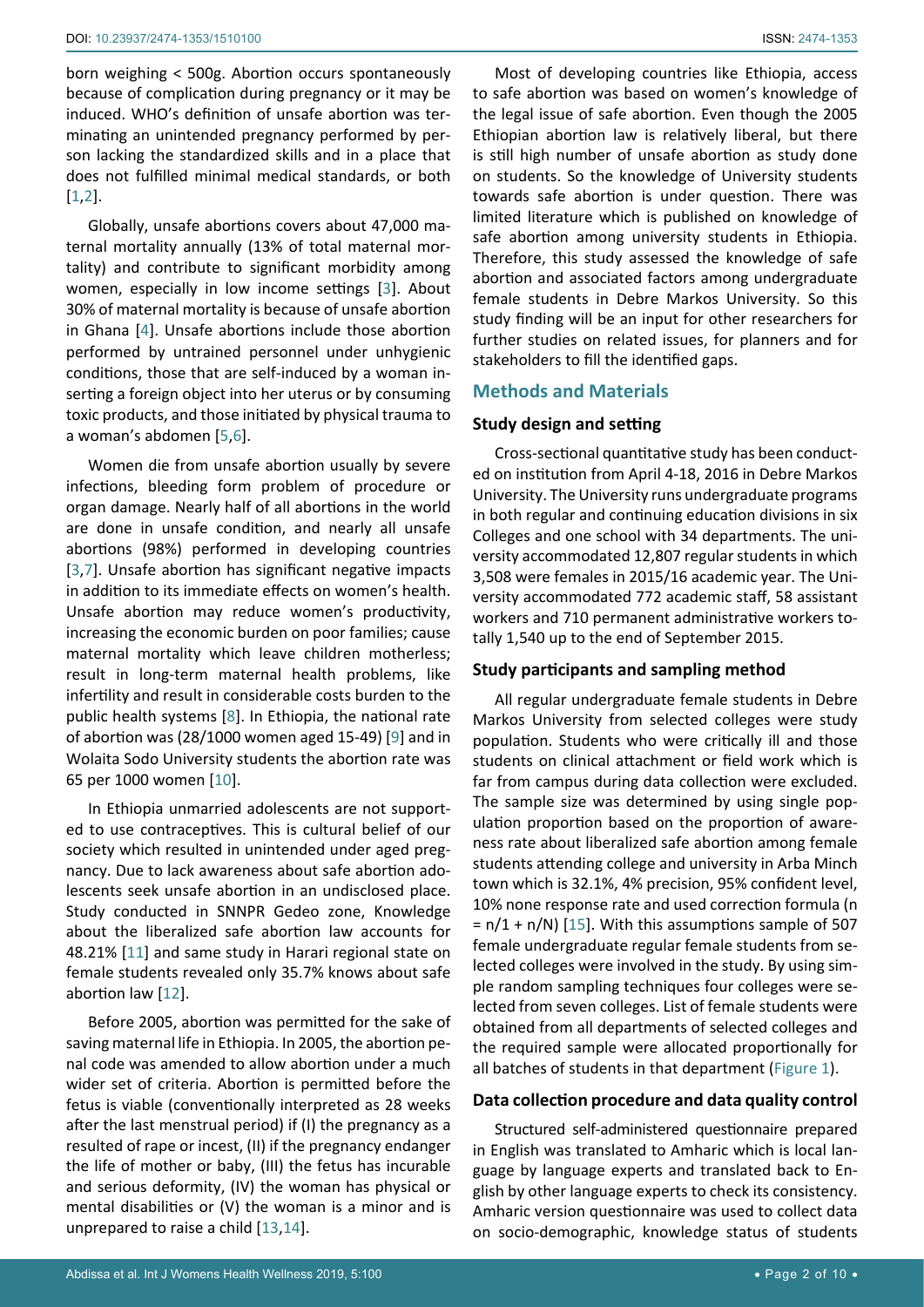born weighing < 500g. Abortion occurs spontaneously because of complication during pregnancy or it may be induced. WHO's definition of unsafe abortion was terminating an unintended pregnancy performed by person lacking the standardized skills and in a place that does not fulfilled minimal medical standards, or both [1,2].

Globally, unsafe abortions covers about 47,000 maternal mortality annually (13% of total maternal mortality) and contribute to significant morbidity among women, especially in low income settings [3]. About 30% of maternal mortality is because of unsafe abortion in Ghana [4]. Unsafe abortions include those abortion performed by untrained personnel under unhygienic conditions, those that are self-induced by a woman inserting a foreign object into her uterus or by consuming toxic products, and those initiated by physical trauma to a woman's abdomen [5,6].

Women die from unsafe abortion usually by severe infections, bleeding form problem of procedure or organ damage. Nearly half of all abortions in the world are done in unsafe condition, and nearly all unsafe abortions (98%) performed in developing countries [3,7]. Unsafe abortion has significant negative impacts in addition to its immediate effects on women's health. Unsafe abortion may reduce women's productivity, increasing the economic burden on poor families; cause maternal mortality which leave children motherless; result in long-term maternal health problems, like infertility and result in considerable costs burden to the public health systems [8]. In Ethiopia, the national rate of abortion was (28/1000 women aged 15-49) [9] and in Wolaita Sodo University students the abortion rate was 65 per 1000 women [10].

In Ethiopia unmarried adolescents are not supported to use contraceptives. This is cultural belief of our society which resulted in unintended under aged pregnancy. Due to lack awareness about safe abortion adolescents seek unsafe abortion in an undisclosed place. Study conducted in SNNPR Gedeo zone, Knowledge about the liberalized safe abortion law accounts for 48.21% [11] and same study in Harari regional state on female students revealed only 35.7% knows about safe abortion law [12].

Before 2005, abortion was permitted for the sake of saving maternal life in Ethiopia. In 2005, the abortion penal code was amended to allow abortion under a much wider set of criteria. Abortion is permitted before the fetus is viable (conventionally interpreted as 28 weeks after the last menstrual period) if (I) the pregnancy as a resulted of rape or incest, (II) if the pregnancy endanger the life of mother or baby, (III) the fetus has incurable and serious deformity, (IV) the woman has physical or mental disabilities or (V) the woman is a minor and is unprepared to raise a child [13,14].

Most of developing countries like Ethiopia, access to safe abortion was based on women's knowledge of the legal issue of safe abortion. Even though the 2005 Ethiopian abortion law is relatively liberal, but there is still high number of unsafe abortion as study done on students. So the knowledge of University students towards safe abortion is under question. There was limited literature which is published on knowledge of safe abortion among university students in Ethiopia. Therefore, this study assessed the knowledge of safe abortion and associated factors among undergraduate female students in Debre Markos University. So this study finding will be an input for other researchers for further studies on related issues, for planners and for stakeholders to fill the identified gaps.

## Methods and Materials

### Study design and setting

Cross-sectional quantitative study has been conducted on institution from April 4-18, 2016 in Debre Markos University. The University runs undergraduate programs in both regular and continuing education divisions in six Colleges and one school with 34 departments. The university accommodated 12,807 regular students in which 3,508 were females in 2015/16 academic year. The University accommodated 772 academic staff, 58 assistant workers and 710 permanent administrative workers totally 1,540 up to the end of September 2015.

### Study participants and sampling method

All regular undergraduate female students in Debre Markos University from selected colleges were study population. Students who were critically ill and those students on clinical attachment or field work which is far from campus during data collection were excluded. The sample size was determined by using single population proportion based on the proportion of awareness rate about liberalized safe abortion among female students attending college and university in Arba Minch town which is 32.1%, 4% precision, 95% confident level, 10% none response rate and used correction formula ($n = n/1 + n/N$) [15]. With this assumptions sample of 507 female undergraduate regular female students from selected colleges were involved in the study. By using simple random sampling techniques four colleges were selected from seven colleges. List of female students were obtained from all departments of selected colleges and the required sample were allocated proportionally for all batches of students in that department (Figure 1).

### Data collection procedure and data quality control

Structured self-administered questionnaire prepared in English was translated to Amharic which is local language by language experts and translated back to English by other language experts to check its consistency. Amharic version questionnaire was used to collect data on socio-demographic, knowledge status of students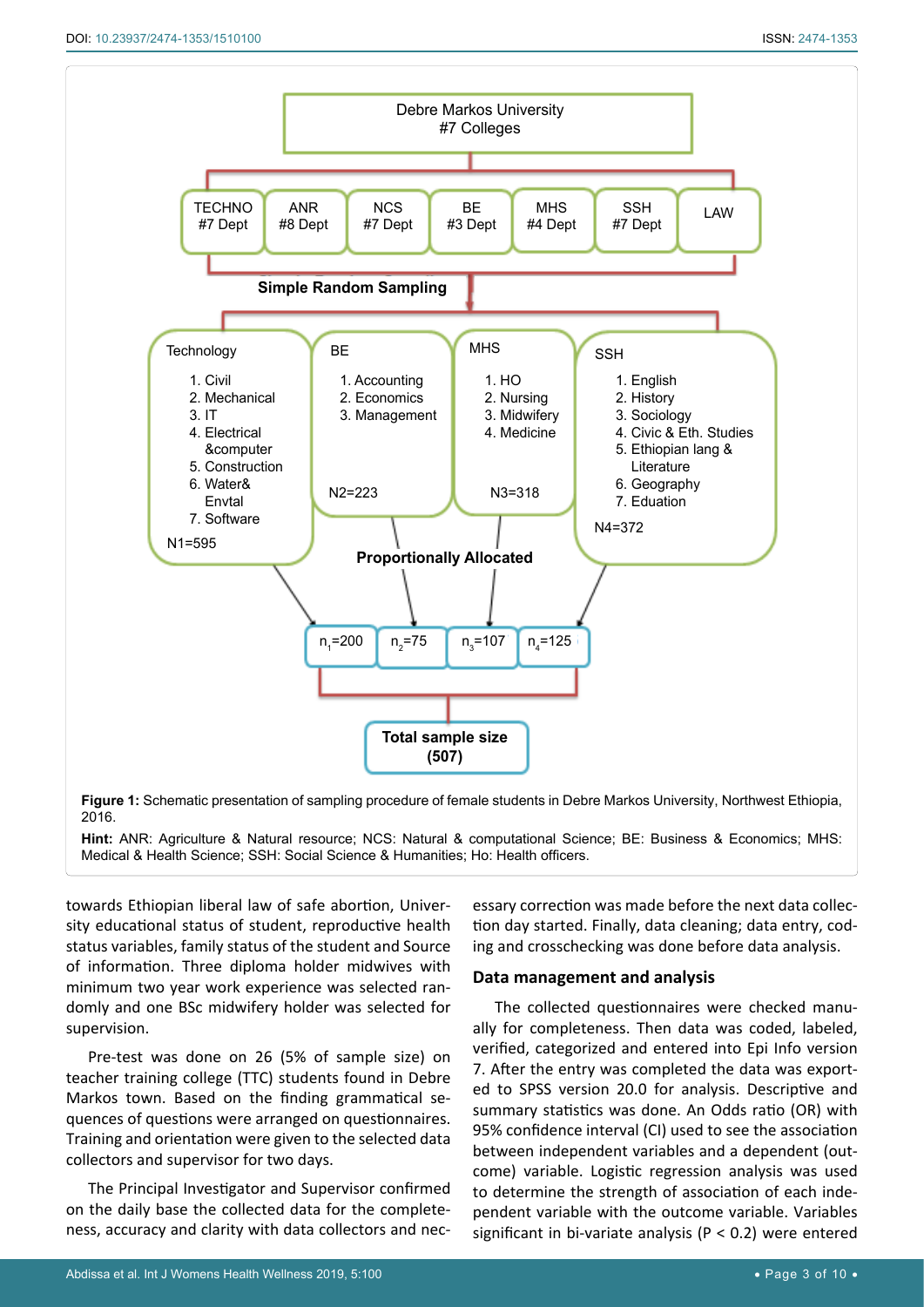Debre Markos University
#7 Colleges

| TECHNO #7 Dept | ANR #8 Dept | NCS #7 Dept | BE #3 Dept | MHS #4 Dept | SSH #7 Dept | LAW |
|---|---|---|---|---|---|---|

**Simple Random Sampling**

| Technology | BE | MHS | SSH |
|---|---|---|---|
| 1. Civil<br>2. Mechanical<br>3. IT<br>4. Electrical &computer<br>5. Construction<br>6. Water& Envtal<br>7. Software | 1. Accounting<br>2. Economics<br>3. Management | 1. HO<br>2. Nursing<br>3. Midwifery<br>4. Medicine | 1. English<br>2. History<br>3. Sociology<br>4. Civic & Eth. Studies<br>5. Ethiopian lang & Literature<br>6. Geography<br>7. Eduation |
| N1=595 | N2=223 | N3=318 | N4=372 |

**Proportionally Allocated**

| $n_1$=200 | $n_2$=75 | $n_3$=107 | $n_4$=125 |
|---|---|---|---|

**Total sample size (507)**

**Figure 1:** Schematic presentation of sampling procedure of female students in Debre Markos University, Northwest Ethiopia, 2016.

**Hint:** ANR: Agriculture & Natural resource; NCS: Natural & computational Science; BE: Business & Economics; MHS: Medical & Health Science; SSH: Social Science & Humanities; Ho: Health officers.

towards Ethiopian liberal law of safe abortion, University educational status of student, reproductive health status variables, family status of the student and Source of information. Three diploma holder midwives with minimum two year work experience was selected randomly and one BSc midwifery holder was selected for supervision.

Pre-test was done on 26 (5% of sample size) on teacher training college (TTC) students found in Debre Markos town. Based on the finding grammatical sequences of questions were arranged on questionnaires. Training and orientation were given to the selected data collectors and supervisor for two days.

The Principal Investigator and Supervisor confirmed on the daily base the collected data for the completeness, accuracy and clarity with data collectors and necessary correction was made before the next data collection day started. Finally, data cleaning; data entry, coding and crosschecking was done before data analysis.

## Data management and analysis

The collected questionnaires were checked manually for completeness. Then data was coded, labeled, verified, categorized and entered into Epi Info version 7. After the entry was completed the data was exported to SPSS version 20.0 for analysis. Descriptive and summary statistics was done. An Odds ratio (OR) with 95% confidence interval (CI) used to see the association between independent variables and a dependent (outcome) variable. Logistic regression analysis was used to determine the strength of association of each independent variable with the outcome variable. Variables significant in bi-variate analysis ($P < 0.2$) were entered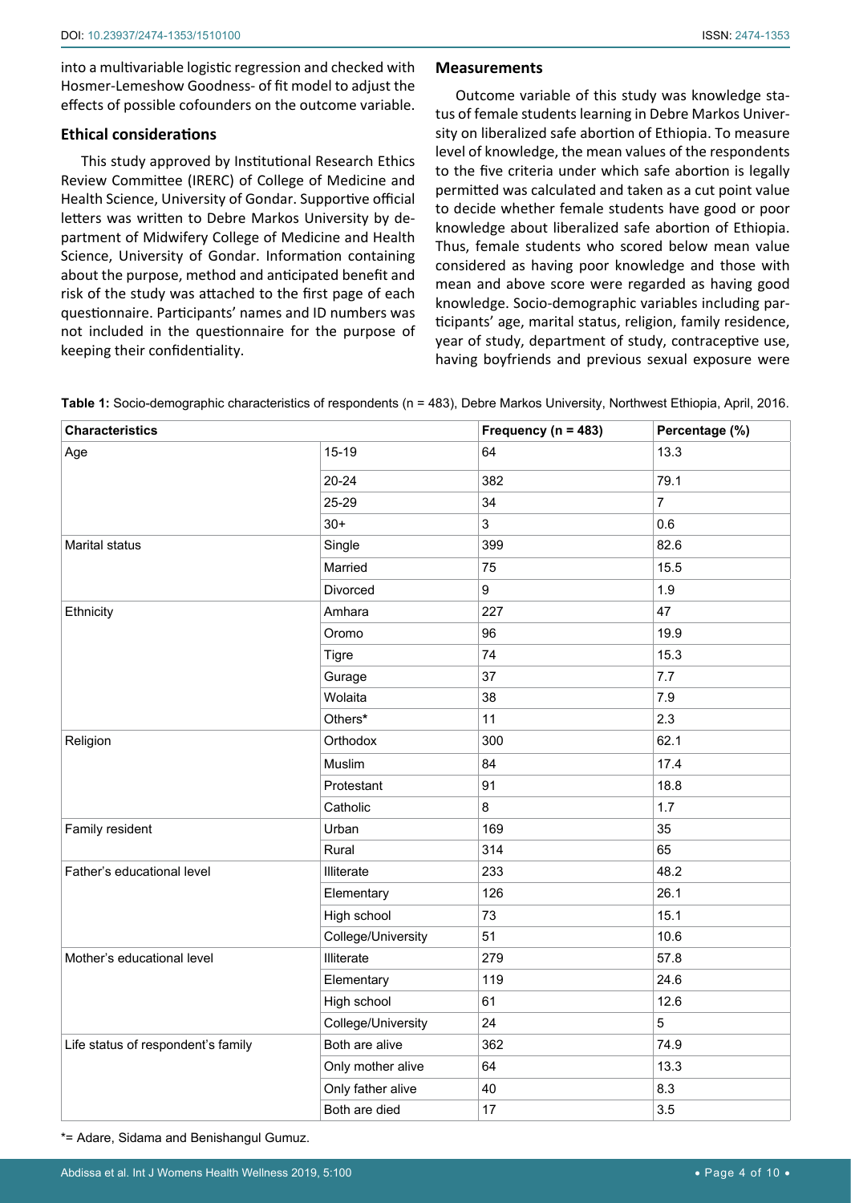into a multivariable logistic regression and checked with Hosmer-Lemeshow Goodness- of fit model to adjust the effects of possible cofounders on the outcome variable.

### Ethical considerations

This study approved by Institutional Research Ethics Review Committee (IRERC) of College of Medicine and Health Science, University of Gondar. Supportive official letters was written to Debre Markos University by department of Midwifery College of Medicine and Health Science, University of Gondar. Information containing about the purpose, method and anticipated benefit and risk of the study was attached to the first page of each questionnaire. Participants' names and ID numbers was not included in the questionnaire for the purpose of keeping their confidentiality.

### Measurements

Outcome variable of this study was knowledge status of female students learning in Debre Markos University on liberalized safe abortion of Ethiopia. To measure level of knowledge, the mean values of the respondents to the five criteria under which safe abortion is legally permitted was calculated and taken as a cut point value to decide whether female students have good or poor knowledge about liberalized safe abortion of Ethiopia. Thus, female students who scored below mean value considered as having poor knowledge and those with mean and above score were regarded as having good knowledge. Socio-demographic variables including participants' age, marital status, religion, family residence, year of study, department of study, contraceptive use, having boyfriends and previous sexual exposure were

**Table 1:** Socio-demographic characteristics of respondents (n = 483), Debre Markos University, Northwest Ethiopia, April, 2016.

| Characteristics | | Frequency (n = 483) | Percentage (%) |
|---|---|---|---|
| Age | 15-19 | 64 | 13.3 |
| | 20-24 | 382 | 79.1 |
| | 25-29 | 34 | 7 |
| | 30+ | 3 | 0.6 |
| Marital status | Single | 399 | 82.6 |
| | Married | 75 | 15.5 |
| | Divorced | 9 | 1.9 |
| Ethnicity | Amhara | 227 | 47 |
| | Oromo | 96 | 19.9 |
| | Tigre | 74 | 15.3 |
| | Gurage | 37 | 7.7 |
| | Wolaita | 38 | 7.9 |
| | Others* | 11 | 2.3 |
| Religion | Orthodox | 300 | 62.1 |
| | Muslim | 84 | 17.4 |
| | Protestant | 91 | 18.8 |
| | Catholic | 8 | 1.7 |
| Family resident | Urban | 169 | 35 |
| | Rural | 314 | 65 |
| Father's educational level | Illiterate | 233 | 48.2 |
| | Elementary | 126 | 26.1 |
| | High school | 73 | 15.1 |
| | College/University | 51 | 10.6 |
| Mother's educational level | Illiterate | 279 | 57.8 |
| | Elementary | 119 | 24.6 |
| | High school | 61 | 12.6 |
| | College/University | 24 | 5 |
| Life status of respondent's family | Both are alive | 362 | 74.9 |
| | Only mother alive | 64 | 13.3 |
| | Only father alive | 40 | 8.3 |
| | Both are died | 17 | 3.5 |

*= Adare, Sidama and Benishangul Gumuz.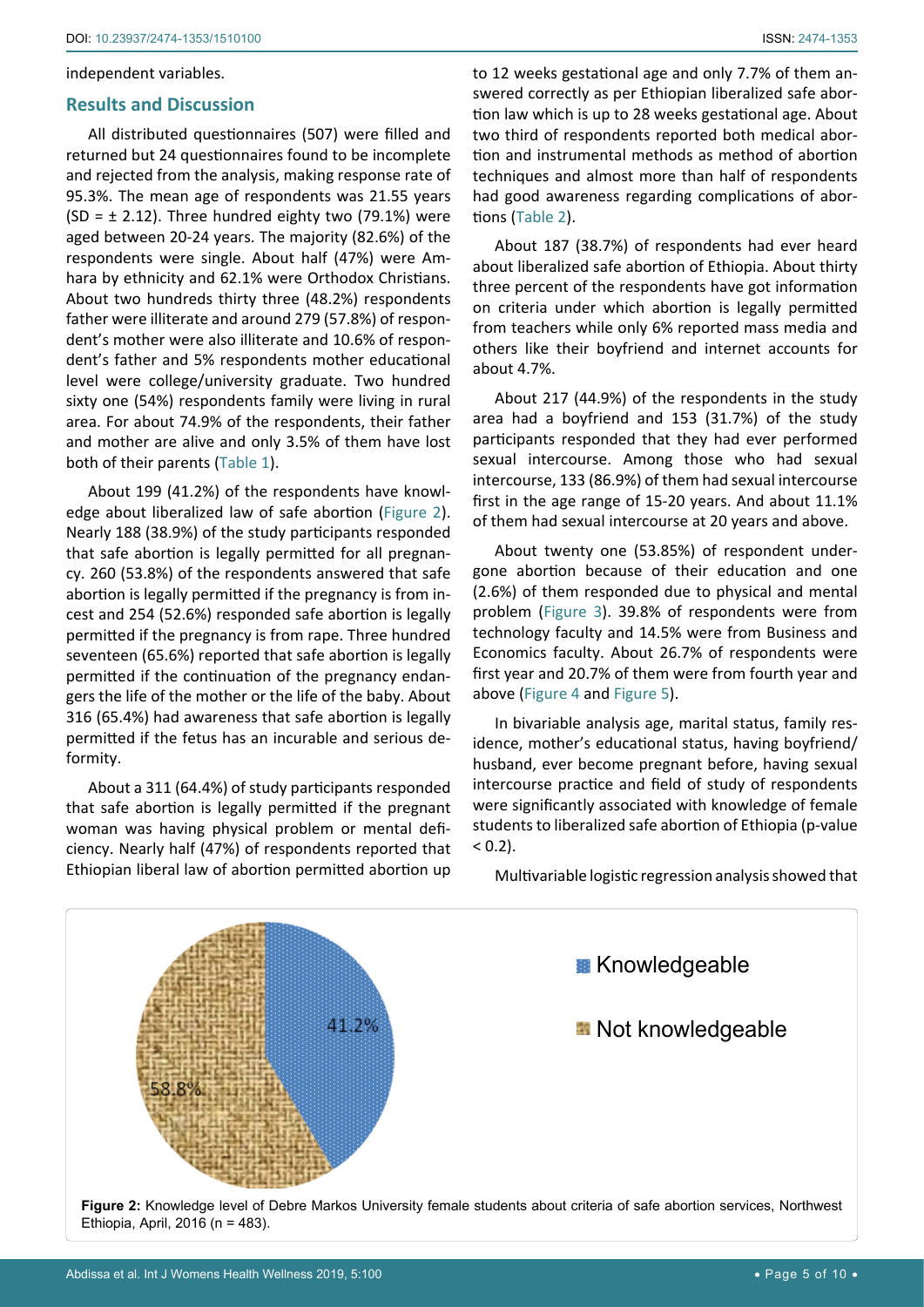independent variables.

## Results and Discussion

All distributed questionnaires (507) were filled and returned but 24 questionnaires found to be incomplete and rejected from the analysis, making response rate of 95.3%. The mean age of respondents was 21.55 years (SD = ± 2.12). Three hundred eighty two (79.1%) were aged between 20-24 years. The majority (82.6%) of the respondents were single. About half (47%) were Amhara by ethnicity and 62.1% were Orthodox Christians. About two hundreds thirty three (48.2%) respondents father were illiterate and around 279 (57.8%) of respondent's mother were also illiterate and 10.6% of respondent's father and 5% respondents mother educational level were college/university graduate. Two hundred sixty one (54%) respondents family were living in rural area. For about 74.9% of the respondents, their father and mother are alive and only 3.5% of them have lost both of their parents (Table 1).

About 199 (41.2%) of the respondents have knowledge about liberalized law of safe abortion (Figure 2). Nearly 188 (38.9%) of the study participants responded that safe abortion is legally permitted for all pregnancy. 260 (53.8%) of the respondents answered that safe abortion is legally permitted if the pregnancy is from incest and 254 (52.6%) responded safe abortion is legally permitted if the pregnancy is from rape. Three hundred seventeen (65.6%) reported that safe abortion is legally permitted if the continuation of the pregnancy endangers the life of the mother or the life of the baby. About 316 (65.4%) had awareness that safe abortion is legally permitted if the fetus has an incurable and serious deformity.

About a 311 (64.4%) of study participants responded that safe abortion is legally permitted if the pregnant woman was having physical problem or mental deficiency. Nearly half (47%) of respondents reported that Ethiopian liberal law of abortion permitted abortion up to 12 weeks gestational age and only 7.7% of them answered correctly as per Ethiopian liberalized safe abortion law which is up to 28 weeks gestational age. About two third of respondents reported both medical abortion and instrumental methods as method of abortion techniques and almost more than half of respondents had good awareness regarding complications of abortions (Table 2).

About 187 (38.7%) of respondents had ever heard about liberalized safe abortion of Ethiopia. About thirty three percent of the respondents have got information on criteria under which abortion is legally permitted from teachers while only 6% reported mass media and others like their boyfriend and internet accounts for about 4.7%.

About 217 (44.9%) of the respondents in the study area had a boyfriend and 153 (31.7%) of the study participants responded that they had ever performed sexual intercourse. Among those who had sexual intercourse, 133 (86.9%) of them had sexual intercourse first in the age range of 15-20 years. And about 11.1% of them had sexual intercourse at 20 years and above.

About twenty one (53.85%) of respondent undergone abortion because of their education and one (2.6%) of them responded due to physical and mental problem (Figure 3). 39.8% of respondents were from technology faculty and 14.5% were from Business and Economics faculty. About 26.7% of respondents were first year and 20.7% of them were from fourth year and above (Figure 4 and Figure 5).

In bivariable analysis age, marital status, family residence, mother's educational status, having boyfriend/husband, ever become pregnant before, having sexual intercourse practice and field of study of respondents were significantly associated with knowledge of female students to liberalized safe abortion of Ethiopia (p-value < 0.2).

Multivariable logistic regression analysis showed that

**Figure 2:** Knowledge level of Debre Markos University female students about criteria of safe abortion services, Northwest Ethiopia, April, 2016 (n = 483).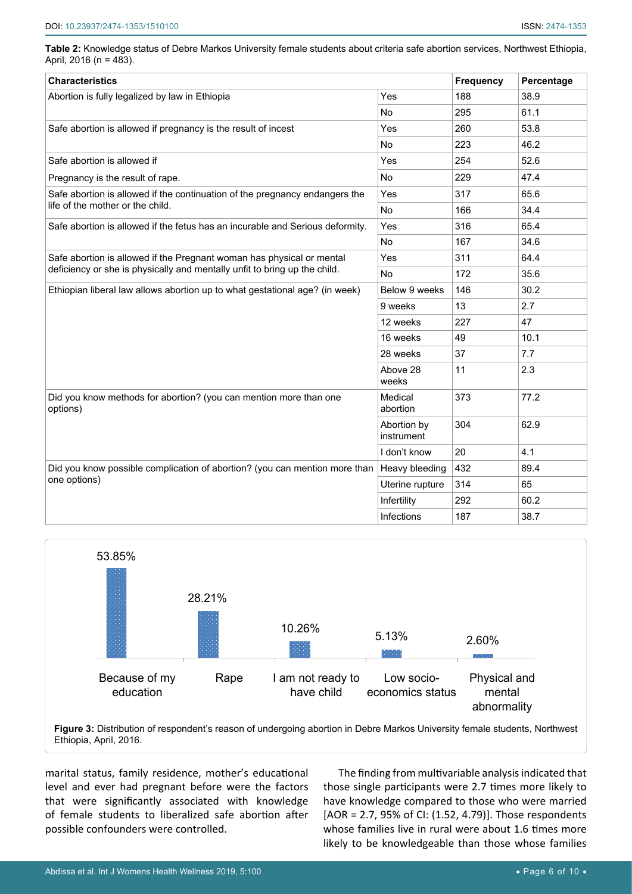**Table 2:** Knowledge status of Debre Markos University female students about criteria safe abortion services, Northwest Ethiopia, April, 2016 (n = 483).

| Characteristics | | Frequency | Percentage |
|---|---|---|---|
| Abortion is fully legalized by law in Ethiopia | Yes | 188 | 38.9 |
| | No | 295 | 61.1 |
| Safe abortion is allowed if pregnancy is the result of incest | Yes | 260 | 53.8 |
| | No | 223 | 46.2 |
| Safe abortion is allowed if Pregnancy is the result of rape. | Yes | 254 | 52.6 |
| | No | 229 | 47.4 |
| Safe abortion is allowed if the continuation of the pregnancy endangers the life of the mother or the child. | Yes | 317 | 65.6 |
| | No | 166 | 34.4 |
| Safe abortion is allowed if the fetus has an incurable and Serious deformity. | Yes | 316 | 65.4 |
| | No | 167 | 34.6 |
| Safe abortion is allowed if the Pregnant woman has physical or mental deficiency or she is physically and mentally unfit to bring up the child. | Yes | 311 | 64.4 |
| | No | 172 | 35.6 |
| Ethiopian liberal law allows abortion up to what gestational age? (in week) | Below 9 weeks | 146 | 30.2 |
| | 9 weeks | 13 | 2.7 |
| | 12 weeks | 227 | 47 |
| | 16 weeks | 49 | 10.1 |
| | 28 weeks | 37 | 7.7 |
| | Above 28 weeks | 11 | 2.3 |
| Did you know methods for abortion? (you can mention more than one options) | Medical abortion | 373 | 77.2 |
| | Abortion by instrument | 304 | 62.9 |
| | I don't know | 20 | 4.1 |
| Did you know possible complication of abortion? (you can mention more than one options) | Heavy bleeding | 432 | 89.4 |
| | Uterine rupture | 314 | 65 |
| | Infertility | 292 | 60.2 |
| | Infections | 187 | 38.7 |

**Figure 3:** Distribution of respondent's reason of undergoing abortion in Debre Markos University female students, Northwest Ethiopia, April, 2016.

marital status, family residence, mother's educational level and ever had pregnant before were the factors that were significantly associated with knowledge of female students to liberalized safe abortion after possible confounders were controlled.

The finding from multivariable analysis indicated that those single participants were 2.7 times more likely to have knowledge compared to those who were married [AOR = 2.7, 95% of CI: (1.52, 4.79)]. Those respondents whose families live in rural were about 1.6 times more likely to be knowledgeable than those whose families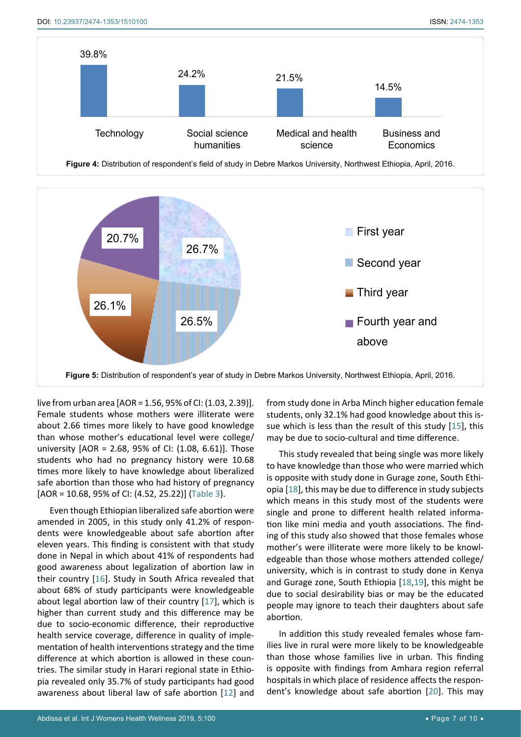Figure 4: Distribution of respondent's field of study in Debre Markos University, Northwest Ethiopia, April, 2016.

Figure 5: Distribution of respondent's year of study in Debre Markos University, Northwest Ethiopia, April, 2016.

live from urban area [AOR = 1.56, 95% of CI: (1.03, 2.39)]. Female students whose mothers were illiterate were about 2.66 times more likely to have good knowledge than whose mother's educational level were college/university [AOR = 2.68, 95% of CI: (1.08, 6.61)]. Those students who had no pregnancy history were 10.68 times more likely to have knowledge about liberalized safe abortion than those who had history of pregnancy [AOR = 10.68, 95% of CI: (4.52, 25.22)] (Table 3).

Even though Ethiopian liberalized safe abortion were amended in 2005, in this study only 41.2% of respondents were knowledgeable about safe abortion after eleven years. This finding is consistent with that study done in Nepal in which about 41% of respondents had good awareness about legalization of abortion law in their country [16]. Study in South Africa revealed that about 68% of study participants were knowledgeable about legal abortion law of their country [17], which is higher than current study and this difference may be due to socio-economic difference, their reproductive health service coverage, difference in quality of implementation of health interventions strategy and the time difference at which abortion is allowed in these countries. The similar study in Harari regional state in Ethiopia revealed only 35.7% of study participants had good awareness about liberal law of safe abortion [12] and from study done in Arba Minch higher education female students, only 32.1% had good knowledge about this issue which is less than the result of this study [15], this may be due to socio-cultural and time difference.

This study revealed that being single was more likely to have knowledge than those who were married which is opposite with study done in Gurage zone, South Ethiopia [18], this may be due to difference in study subjects which means in this study most of the students were single and prone to different health related information like mini media and youth associations. The finding of this study also showed that those females whose mother's were illiterate were more likely to be knowledgeable than those whose mothers attended college/university, which is in contrast to study done in Kenya and Gurage zone, South Ethiopia [18,19], this might be due to social desirability bias or may be the educated people may ignore to teach their daughters about safe abortion.

In addition this study revealed females whose families live in rural were more likely to be knowledgeable than those whose families live in urban. This finding is opposite with findings from Amhara region referral hospitals in which place of residence affects the respondent's knowledge about safe abortion [20]. This may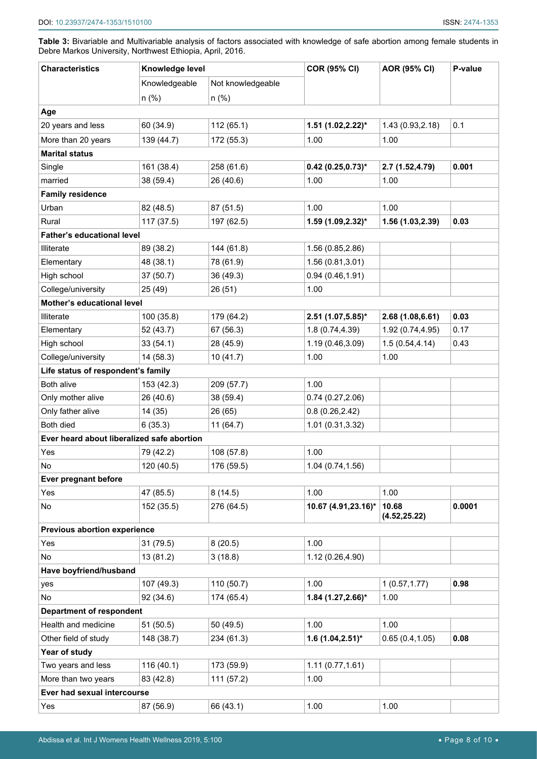**Table 3:** Bivariable and Multivariable analysis of factors associated with knowledge of safe abortion among female students in Debre Markos University, Northwest Ethiopia, April, 2016.

| Characteristics | Knowledge level | | COR (95% CI) | AOR (95% CI) | P-value |
|---|---|---|---|---|---|
| | Knowledgeable | Not knowledgeable | | | |
| | n (%) | n (%) | | | |
| **Age** | | | | | |
| 20 years and less | 60 (34.9) | 112 (65.1) | **1.51 (1.02,2.22)*** | 1.43 (0.93,2.18) | 0.1 |
| More than 20 years | 139 (44.7) | 172 (55.3) | 1.00 | 1.00 | |
| **Marital status** | | | | | |
| Single | 161 (38.4) | 258 (61.6) | **0.42 (0.25,0.73)*** | **2.7 (1.52,4.79)** | **0.001** |
| married | 38 (59.4) | 26 (40.6) | 1.00 | 1.00 | |
| **Family residence** | | | | | |
| Urban | 82 (48.5) | 87 (51.5) | 1.00 | 1.00 | |
| Rural | 117 (37.5) | 197 (62.5) | **1.59 (1.09,2.32)*** | **1.56 (1.03,2.39)** | **0.03** |
| **Father's educational level** | | | | | |
| Illiterate | 89 (38.2) | 144 (61.8) | 1.56 (0.85,2.86) | | |
| Elementary | 48 (38.1) | 78 (61.9) | 1.56 (0.81,3.01) | | |
| High school | 37 (50.7) | 36 (49.3) | 0.94 (0.46,1.91) | | |
| College/university | 25 (49) | 26 (51) | 1.00 | | |
| **Mother's educational level** | | | | | |
| Illiterate | 100 (35.8) | 179 (64.2) | **2.51 (1.07,5.85)*** | **2.68 (1.08,6.61)** | **0.03** |
| Elementary | 52 (43.7) | 67 (56.3) | 1.8 (0.74,4.39) | 1.92 (0.74,4.95) | 0.17 |
| High school | 33 (54.1) | 28 (45.9) | 1.19 (0.46,3.09) | 1.5 (0.54,4.14) | 0.43 |
| College/university | 14 (58.3) | 10 (41.7) | 1.00 | 1.00 | |
| **Life status of respondent's family** | | | | | |
| Both alive | 153 (42.3) | 209 (57.7) | 1.00 | | |
| Only mother alive | 26 (40.6) | 38 (59.4) | 0.74 (0.27,2.06) | | |
| Only father alive | 14 (35) | 26 (65) | 0.8 (0.26,2.42) | | |
| Both died | 6 (35.3) | 11 (64.7) | 1.01 (0.31,3.32) | | |
| **Ever heard about liberalized safe abortion** | | | | | |
| Yes | 79 (42.2) | 108 (57.8) | 1.00 | | |
| No | 120 (40.5) | 176 (59.5) | 1.04 (0.74,1.56) | | |
| **Ever pregnant before** | | | | | |
| Yes | 47 (85.5) | 8 (14.5) | 1.00 | 1.00 | |
| No | 152 (35.5) | 276 (64.5) | **10.67 (4.91,23.16)*** | **10.68 (4.52,25.22)** | **0.0001** |
| **Previous abortion experience** | | | | | |
| Yes | 31 (79.5) | 8 (20.5) | 1.00 | | |
| No | 13 (81.2) | 3 (18.8) | 1.12 (0.26,4.90) | | |
| **Have boyfriend/husband** | | | | | |
| yes | 107 (49.3) | 110 (50.7) | 1.00 | 1 (0.57,1.77) | **0.98** |
| No | 92 (34.6) | 174 (65.4) | **1.84 (1.27,2.66)*** | 1.00 | |
| **Department of respondent** | | | | | |
| Health and medicine | 51 (50.5) | 50 (49.5) | 1.00 | 1.00 | |
| Other field of study | 148 (38.7) | 234 (61.3) | **1.6 (1.04,2.51)*** | 0.65 (0.4,1.05) | **0.08** |
| **Year of study** | | | | | |
| Two years and less | 116 (40.1) | 173 (59.9) | 1.11 (0.77,1.61) | | |
| More than two years | 83 (42.8) | 111 (57.2) | 1.00 | | |
| **Ever had sexual intercourse** | | | | | |
| Yes | 87 (56.9) | 66 (43.1) | 1.00 | 1.00 | |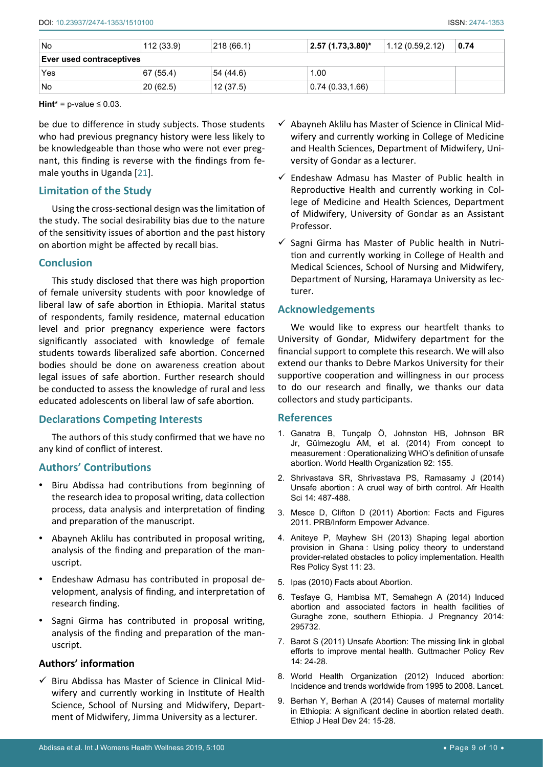| No | 112 (33.9) | 218 (66.1) | **2.57 (1.73,3.80)*** | 1.12 (0.59,2.12) | **0.74** |
|---|---|---|---|---|---|
| **Ever used contraceptives** | | | | | |
| Yes | 67 (55.4) | 54 (44.6) | 1.00 | | |
| No | 20 (62.5) | 12 (37.5) | 0.74 (0.33,1.66) | | |

**Hint*** = p-value ≤ 0.03.

be due to difference in study subjects. Those students who had previous pregnancy history were less likely to be knowledgeable than those who were not ever pregnant, this finding is reverse with the findings from female youths in Uganda [21].

## Limitation of the Study

Using the cross-sectional design was the limitation of the study. The social desirability bias due to the nature of the sensitivity issues of abortion and the past history on abortion might be affected by recall bias.

## Conclusion

This study disclosed that there was high proportion of female university students with poor knowledge of liberal law of safe abortion in Ethiopia. Marital status of respondents, family residence, maternal education level and prior pregnancy experience were factors significantly associated with knowledge of female students towards liberalized safe abortion. Concerned bodies should be done on awareness creation about legal issues of safe abortion. Further research should be conducted to assess the knowledge of rural and less educated adolescents on liberal law of safe abortion.

## Declarations Competing Interests

The authors of this study confirmed that we have no any kind of conflict of interest.

## Authors' Contributions

- Biru Abdissa had contributions from beginning of the research idea to proposal writing, data collection process, data analysis and interpretation of finding and preparation of the manuscript.
- Abayneh Aklilu has contributed in proposal writing, analysis of the finding and preparation of the manuscript.
- Endeshaw Admasu has contributed in proposal development, analysis of finding, and interpretation of research finding.
- Sagni Girma has contributed in proposal writing, analysis of the finding and preparation of the manuscript.

### Authors' information

- ✓ Biru Abdissa has Master of Science in Clinical Midwifery and currently working in Institute of Health Science, School of Nursing and Midwifery, Department of Midwifery, Jimma University as a lecturer.
- ✓ Abayneh Aklilu has Master of Science in Clinical Midwifery and currently working in College of Medicine and Health Sciences, Department of Midwifery, University of Gondar as a lecturer.
- ✓ Endeshaw Admasu has Master of Public health in Reproductive Health and currently working in College of Medicine and Health Sciences, Department of Midwifery, University of Gondar as an Assistant Professor.
- ✓ Sagni Girma has Master of Public health in Nutrition and currently working in College of Health and Medical Sciences, School of Nursing and Midwifery, Department of Nursing, Haramaya University as lecturer.

## Acknowledgements

We would like to express our heartfelt thanks to University of Gondar, Midwifery department for the financial support to complete this research. We will also extend our thanks to Debre Markos University for their supportive cooperation and willingness in our process to do our research and finally, we thanks our data collectors and study participants.

## References

1. Ganatra B, Tunçalp Ö, Johnston HB, Johnson BR Jr, Gülmezoglu AM, et al. (2014) From concept to measurement : Operationalizing WHO's definition of unsafe abortion. World Health Organization 92: 155.
2. Shrivastava SR, Shrivastava PS, Ramasamy J (2014) Unsafe abortion : A cruel way of birth control. Afr Health Sci 14: 487-488.
3. Mesce D, Clifton D (2011) Abortion: Facts and Figures 2011. PRB/Inform Empower Advance.
4. Aniteye P, Mayhew SH (2013) Shaping legal abortion provision in Ghana : Using policy theory to understand provider-related obstacles to policy implementation. Health Res Policy Syst 11: 23.
5. Ipas (2010) Facts about Abortion.
6. Tesfaye G, Hambisa MT, Semahegn A (2014) Induced abortion and associated factors in health facilities of Guraghe zone, southern Ethiopia. J Pregnancy 2014: 295732.
7. Barot S (2011) Unsafe Abortion: The missing link in global efforts to improve mental health. Guttmacher Policy Rev 14: 24-28.
8. World Health Organization (2012) Induced abortion: Incidence and trends worldwide from 1995 to 2008. Lancet.
9. Berhan Y, Berhan A (2014) Causes of maternal mortality in Ethiopia: A significant decline in abortion related death. Ethiop J Heal Dev 24: 15-28.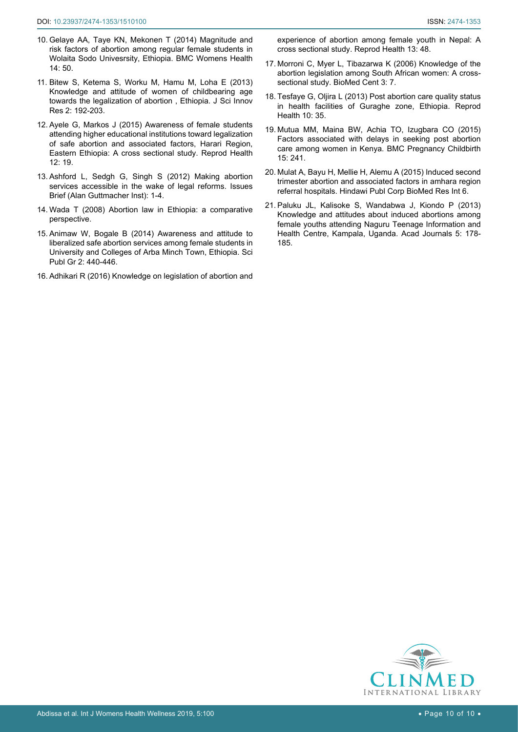10. Gelaye AA, Taye KN, Mekonen T (2014) Magnitude and risk factors of abortion among regular female students in Wolaita Sodo Univesrsity, Ethiopia. BMC Womens Health 14: 50.
11. Bitew S, Ketema S, Worku M, Hamu M, Loha E (2013) Knowledge and attitude of women of childbearing age towards the legalization of abortion , Ethiopia. J Sci Innov Res 2: 192-203.
12. Ayele G, Markos J (2015) Awareness of female students attending higher educational institutions toward legalization of safe abortion and associated factors, Harari Region, Eastern Ethiopia: A cross sectional study. Reprod Health 12: 19.
13. Ashford L, Sedgh G, Singh S (2012) Making abortion services accessible in the wake of legal reforms. Issues Brief (Alan Guttmacher Inst): 1-4.
14. Wada T (2008) Abortion law in Ethiopia: a comparative perspective.
15. Animaw W, Bogale B (2014) Awareness and attitude to liberalized safe abortion services among female students in University and Colleges of Arba Minch Town, Ethiopia. Sci Publ Gr 2: 440-446.
16. Adhikari R (2016) Knowledge on legislation of abortion and experience of abortion among female youth in Nepal: A cross sectional study. Reprod Health 13: 48.
17. Morroni C, Myer L, Tibazarwa K (2006) Knowledge of the abortion legislation among South African women: A cross-sectional study. BioMed Cent 3: 7.
18. Tesfaye G, Oljira L (2013) Post abortion care quality status in health facilities of Guraghe zone, Ethiopia. Reprod Health 10: 35.
19. Mutua MM, Maina BW, Achia TO, Izugbara CO (2015) Factors associated with delays in seeking post abortion care among women in Kenya. BMC Pregnancy Childbirth 15: 241.
20. Mulat A, Bayu H, Mellie H, Alemu A (2015) Induced second trimester abortion and associated factors in amhara region referral hospitals. Hindawi Publ Corp BioMed Res Int 6.
21. Paluku JL, Kalisoke S, Wandabwa J, Kiondo P (2013) Knowledge and attitudes about induced abortions among female youths attending Naguru Teenage Information and Health Centre, Kampala, Uganda. Acad Journals 5: 178-185.